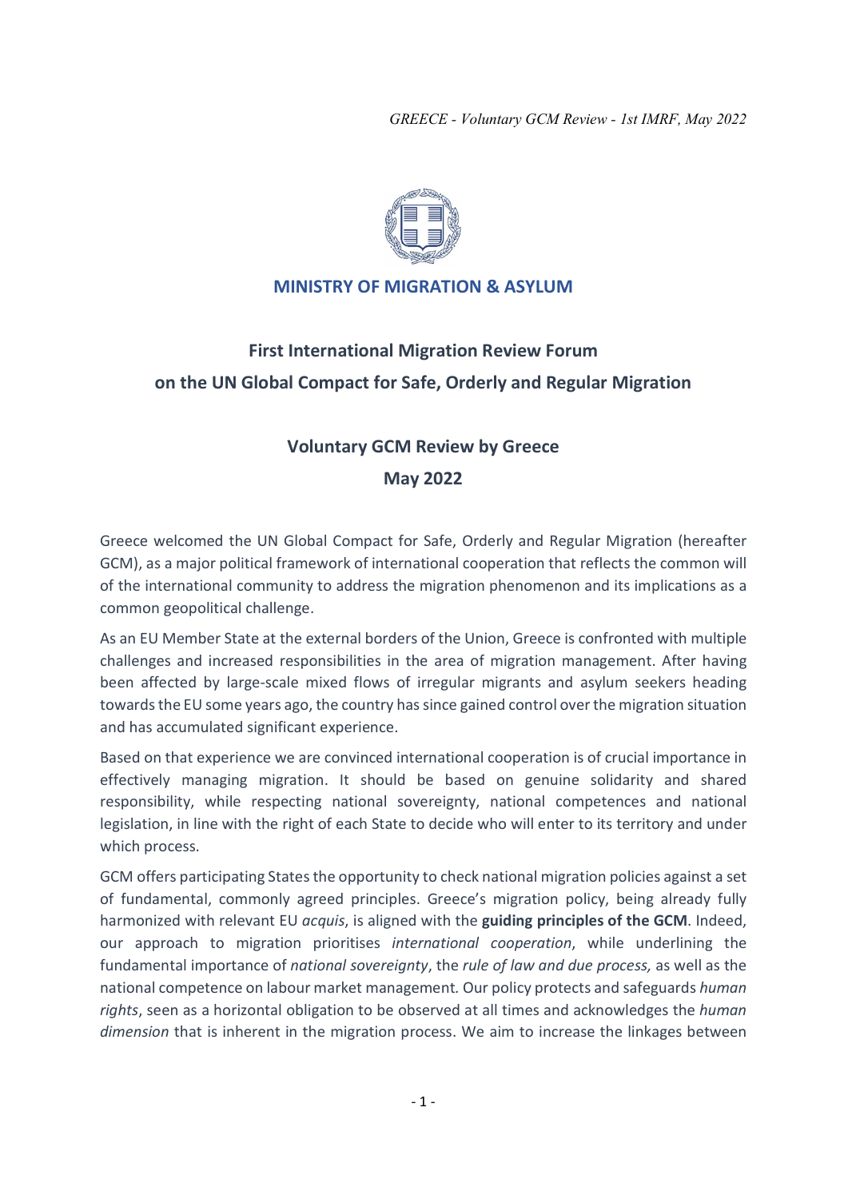**MINISTRY OF MIGRATION & ASYLUM**

# First International Migration Review Forum on the UN Global Compact for Safe, Orderly and Regular Migration

## Voluntary GCM Review by Greece

## May 2022

Greece welcomed the UN Global Compact for Safe, Orderly and Regular Migration (hereafter GCM), as a major political framework of international cooperation that reflects the common will of the international community to address the migration phenomenon and its implications as a common geopolitical challenge.

As an EU Member State at the external borders of the Union, Greece is confronted with multiple challenges and increased responsibilities in the area of migration management. After having been affected by large-scale mixed flows of irregular migrants and asylum seekers heading towards the EU some years ago, the country has since gained control over the migration situation and has accumulated significant experience.

Based on that experience we are convinced international cooperation is of crucial importance in effectively managing migration. It should be based on genuine solidarity and shared responsibility, while respecting national sovereignty, national competences and national legislation, in line with the right of each State to decide who will enter to its territory and under which process.

GCM offers participating States the opportunity to check national migration policies against a set of fundamental, commonly agreed principles. Greece's migration policy, being already fully harmonized with relevant EU *acquis*, is aligned with the **guiding principles of the GCM**. Indeed, our approach to migration prioritises *international cooperation*, while underlining the fundamental importance of *national sovereignty*, the *rule of law and due process,* as well as the national competence on labour market management. Our policy protects and safeguards *human rights*, seen as a horizontal obligation to be observed at all times and acknowledges the *human dimension* that is inherent in the migration process. We aim to increase the linkages between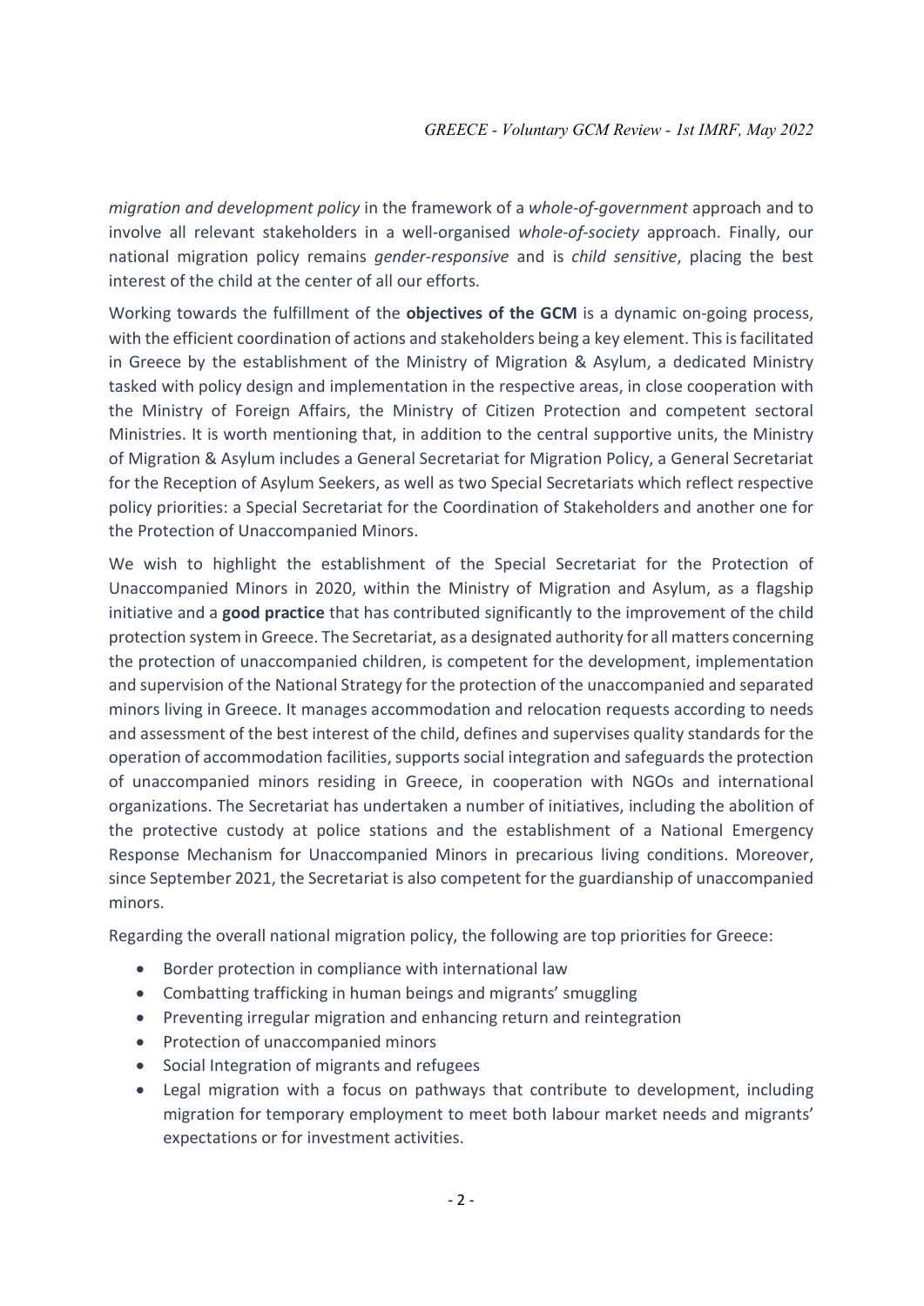*migration and development policy* in the framework of a *whole-of-government* approach and to involve all relevant stakeholders in a well-organised *whole-of-society* approach. Finally, our national migration policy remains *gender-responsive* and is *child sensitive*, placing the best interest of the child at the center of all our efforts.

Working towards the fulfillment of the **objectives of the GCM** is a dynamic on-going process, with the efficient coordination of actions and stakeholders being a key element. This is facilitated in Greece by the establishment of the Ministry of Migration & Asylum, a dedicated Ministry tasked with policy design and implementation in the respective areas, in close cooperation with the Ministry of Foreign Affairs, the Ministry of Citizen Protection and competent sectoral Ministries. It is worth mentioning that, in addition to the central supportive units, the Ministry of Migration & Asylum includes a General Secretariat for Migration Policy, a General Secretariat for the Reception of Asylum Seekers, as well as two Special Secretariats which reflect respective policy priorities: a Special Secretariat for the Coordination of Stakeholders and another one for the Protection of Unaccompanied Minors.

We wish to highlight the establishment of the Special Secretariat for the Protection of Unaccompanied Minors in 2020, within the Ministry of Migration and Asylum, as a flagship initiative and a **good practice** that has contributed significantly to the improvement of the child protection system in Greece. The Secretariat, as a designated authority for all matters concerning the protection of unaccompanied children, is competent for the development, implementation and supervision of the National Strategy for the protection of the unaccompanied and separated minors living in Greece. It manages accommodation and relocation requests according to needs and assessment of the best interest of the child, defines and supervises quality standards for the operation of accommodation facilities, supports social integration and safeguards the protection of unaccompanied minors residing in Greece, in cooperation with NGOs and international organizations. The Secretariat has undertaken a number of initiatives, including the abolition of the protective custody at police stations and the establishment of a National Emergency Response Mechanism for Unaccompanied Minors in precarious living conditions. Moreover, since September 2021, the Secretariat is also competent for the guardianship of unaccompanied minors.

Regarding the overall national migration policy, the following are top priorities for Greece:

- Border protection in compliance with international law
- Combatting trafficking in human beings and migrants' smuggling
- Preventing irregular migration and enhancing return and reintegration
- Protection of unaccompanied minors
- Social Integration of migrants and refugees
- Legal migration with a focus on pathways that contribute to development, including migration for temporary employment to meet both labour market needs and migrants' expectations or for investment activities.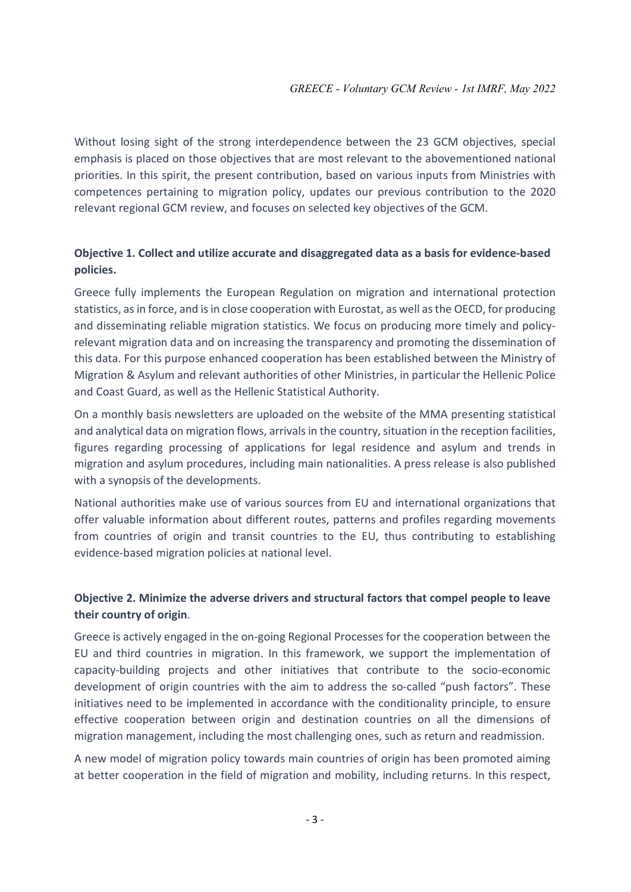Without losing sight of the strong interdependence between the 23 GCM objectives, special emphasis is placed on those objectives that are most relevant to the abovementioned national priorities. In this spirit, the present contribution, based on various inputs from Ministries with competences pertaining to migration policy, updates our previous contribution to the 2020 relevant regional GCM review, and focuses on selected key objectives of the GCM.

**Objective 1. Collect and utilize accurate and disaggregated data as a basis for evidence-based policies.**

Greece fully implements the European Regulation on migration and international protection statistics, as in force, and is in close cooperation with Eurostat, as well as the OECD, for producing and disseminating reliable migration statistics. We focus on producing more timely and policy-relevant migration data and on increasing the transparency and promoting the dissemination of this data. For this purpose enhanced cooperation has been established between the Ministry of Migration & Asylum and relevant authorities of other Ministries, in particular the Hellenic Police and Coast Guard, as well as the Hellenic Statistical Authority.

On a monthly basis newsletters are uploaded on the website of the MMA presenting statistical and analytical data on migration flows, arrivals in the country, situation in the reception facilities, figures regarding processing of applications for legal residence and asylum and trends in migration and asylum procedures, including main nationalities. A press release is also published with a synopsis of the developments.

National authorities make use of various sources from EU and international organizations that offer valuable information about different routes, patterns and profiles regarding movements from countries of origin and transit countries to the EU, thus contributing to establishing evidence-based migration policies at national level.

**Objective 2. Minimize the adverse drivers and structural factors that compel people to leave their country of origin**.

Greece is actively engaged in the on-going Regional Processes for the cooperation between the EU and third countries in migration. In this framework, we support the implementation of capacity-building projects and other initiatives that contribute to the socio-economic development of origin countries with the aim to address the so-called "push factors". These initiatives need to be implemented in accordance with the conditionality principle, to ensure effective cooperation between origin and destination countries on all the dimensions of migration management, including the most challenging ones, such as return and readmission.

A new model of migration policy towards main countries of origin has been promoted aiming at better cooperation in the field of migration and mobility, including returns. In this respect,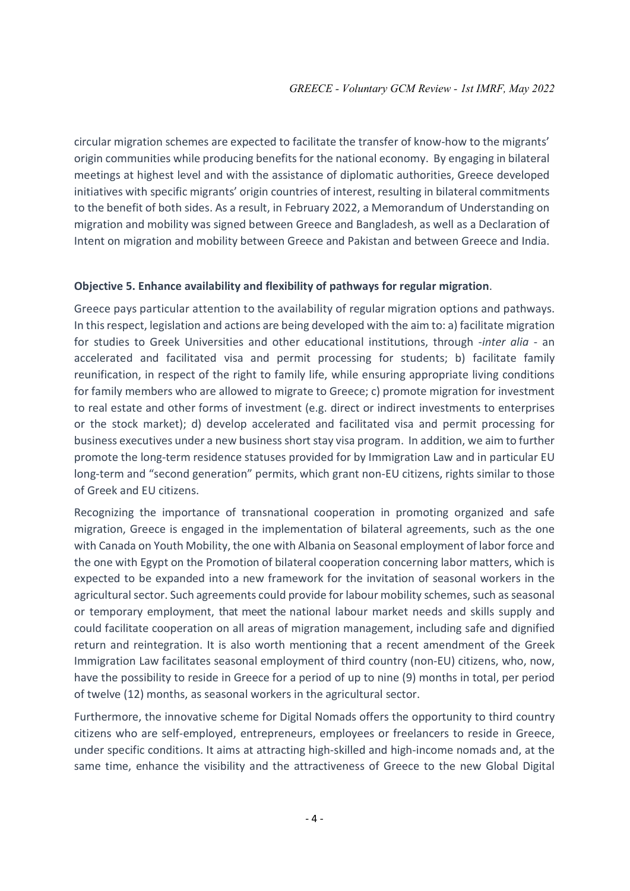circular migration schemes are expected to facilitate the transfer of know-how to the migrants' origin communities while producing benefits for the national economy. By engaging in bilateral meetings at highest level and with the assistance of diplomatic authorities, Greece developed initiatives with specific migrants' origin countries of interest, resulting in bilateral commitments to the benefit of both sides. As a result, in February 2022, a Memorandum of Understanding on migration and mobility was signed between Greece and Bangladesh, as well as a Declaration of Intent on migration and mobility between Greece and Pakistan and between Greece and India.

**Objective 5. Enhance availability and flexibility of pathways for regular migration**.

Greece pays particular attention to the availability of regular migration options and pathways. In this respect, legislation and actions are being developed with the aim to: a) facilitate migration for studies to Greek Universities and other educational institutions, through -*inter alia* - an accelerated and facilitated visa and permit processing for students; b) facilitate family reunification, in respect of the right to family life, while ensuring appropriate living conditions for family members who are allowed to migrate to Greece; c) promote migration for investment to real estate and other forms of investment (e.g. direct or indirect investments to enterprises or the stock market); d) develop accelerated and facilitated visa and permit processing for business executives under a new business short stay visa program. In addition, we aim to further promote the long-term residence statuses provided for by Immigration Law and in particular EU long-term and "second generation" permits, which grant non-EU citizens, rights similar to those of Greek and EU citizens.

Recognizing the importance of transnational cooperation in promoting organized and safe migration, Greece is engaged in the implementation of bilateral agreements, such as the one with Canada on Youth Mobility, the one with Albania on Seasonal employment of labor force and the one with Egypt on the Promotion of bilateral cooperation concerning labor matters, which is expected to be expanded into a new framework for the invitation of seasonal workers in the agricultural sector. Such agreements could provide for labour mobility schemes, such as seasonal or temporary employment, that meet the national labour market needs and skills supply and could facilitate cooperation on all areas of migration management, including safe and dignified return and reintegration. It is also worth mentioning that a recent amendment of the Greek Immigration Law facilitates seasonal employment of third country (non-EU) citizens, who, now, have the possibility to reside in Greece for a period of up to nine (9) months in total, per period of twelve (12) months, as seasonal workers in the agricultural sector.

Furthermore, the innovative scheme for Digital Nomads offers the opportunity to third country citizens who are self-employed, entrepreneurs, employees or freelancers to reside in Greece, under specific conditions. It aims at attracting high-skilled and high-income nomads and, at the same time, enhance the visibility and the attractiveness of Greece to the new Global Digital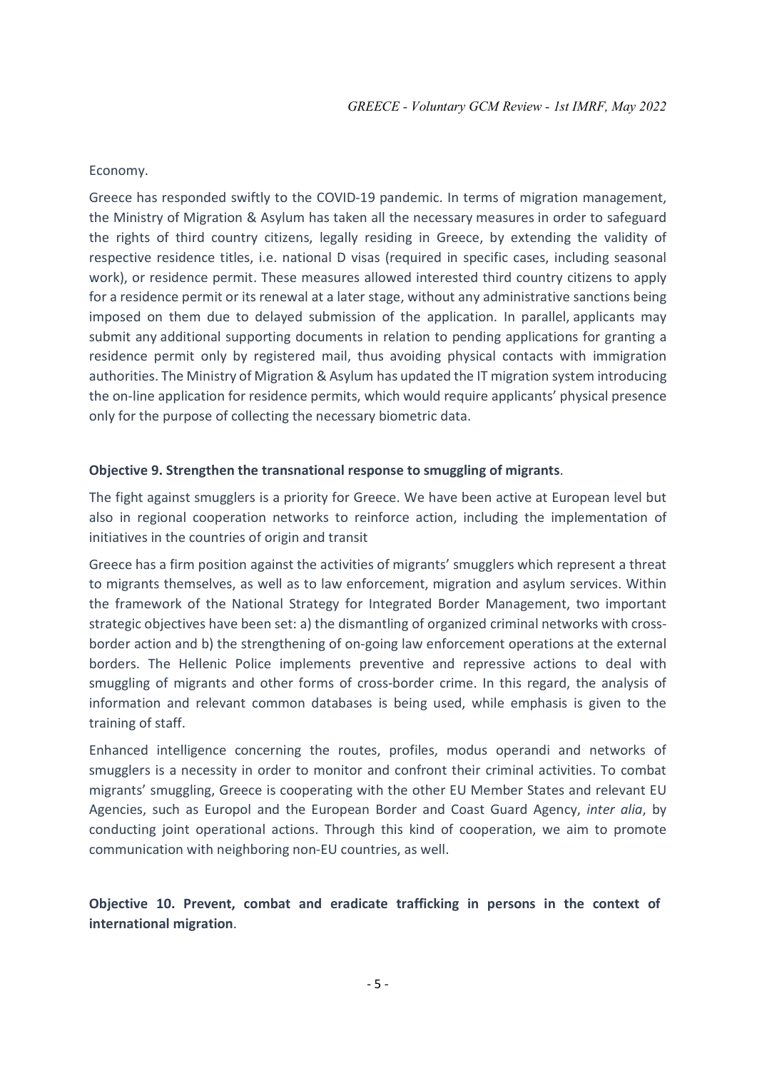Economy.

Greece has responded swiftly to the COVID-19 pandemic. In terms of migration management, the Ministry of Migration & Asylum has taken all the necessary measures in order to safeguard the rights of third country citizens, legally residing in Greece, by extending the validity of respective residence titles, i.e. national D visas (required in specific cases, including seasonal work), or residence permit. These measures allowed interested third country citizens to apply for a residence permit or its renewal at a later stage, without any administrative sanctions being imposed on them due to delayed submission of the application. In parallel, applicants may submit any additional supporting documents in relation to pending applications for granting a residence permit only by registered mail, thus avoiding physical contacts with immigration authorities. The Ministry of Migration & Asylum has updated the IT migration system introducing the on-line application for residence permits, which would require applicants' physical presence only for the purpose of collecting the necessary biometric data.

**Objective 9. Strengthen the transnational response to smuggling of migrants**.

The fight against smugglers is a priority for Greece. We have been active at European level but also in regional cooperation networks to reinforce action, including the implementation of initiatives in the countries of origin and transit

Greece has a firm position against the activities of migrants' smugglers which represent a threat to migrants themselves, as well as to law enforcement, migration and asylum services. Within the framework of the National Strategy for Integrated Border Management, two important strategic objectives have been set: a) the dismantling of organized criminal networks with cross-border action and b) the strengthening of on-going law enforcement operations at the external borders. The Hellenic Police implements preventive and repressive actions to deal with smuggling of migrants and other forms of cross-border crime. In this regard, the analysis of information and relevant common databases is being used, while emphasis is given to the training of staff.

Enhanced intelligence concerning the routes, profiles, modus operandi and networks of smugglers is a necessity in order to monitor and confront their criminal activities. To combat migrants' smuggling, Greece is cooperating with the other EU Member States and relevant EU Agencies, such as Europol and the European Border and Coast Guard Agency, *inter alia*, by conducting joint operational actions. Through this kind of cooperation, we aim to promote communication with neighboring non-EU countries, as well.

**Objective 10. Prevent, combat and eradicate trafficking in persons in the context of international migration**.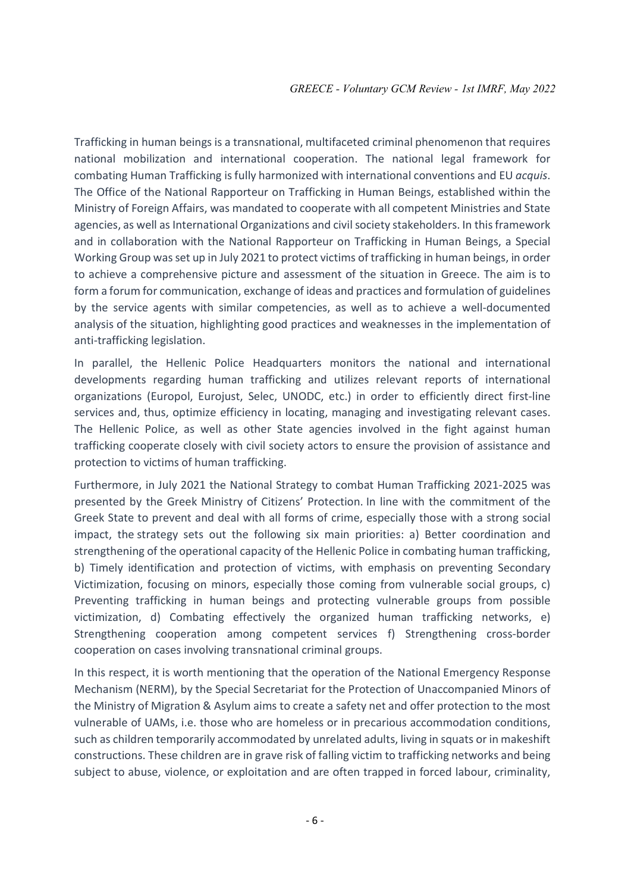Trafficking in human beings is a transnational, multifaceted criminal phenomenon that requires national mobilization and international cooperation. The national legal framework for combating Human Trafficking is fully harmonized with international conventions and EU *acquis*. The Office of the National Rapporteur on Trafficking in Human Beings, established within the Ministry of Foreign Affairs, was mandated to cooperate with all competent Ministries and State agencies, as well as International Organizations and civil society stakeholders. In this framework and in collaboration with the National Rapporteur on Trafficking in Human Beings, a Special Working Group was set up in July 2021 to protect victims of trafficking in human beings, in order to achieve a comprehensive picture and assessment of the situation in Greece. The aim is to form a forum for communication, exchange of ideas and practices and formulation of guidelines by the service agents with similar competencies, as well as to achieve a well-documented analysis of the situation, highlighting good practices and weaknesses in the implementation of anti-trafficking legislation.

In parallel, the Hellenic Police Headquarters monitors the national and international developments regarding human trafficking and utilizes relevant reports of international organizations (Europol, Eurojust, Selec, UNODC, etc.) in order to efficiently direct first-line services and, thus, optimize efficiency in locating, managing and investigating relevant cases. The Hellenic Police, as well as other State agencies involved in the fight against human trafficking cooperate closely with civil society actors to ensure the provision of assistance and protection to victims of human trafficking.

Furthermore, in July 2021 the National Strategy to combat Human Trafficking 2021-2025 was presented by the Greek Ministry of Citizens' Protection. In line with the commitment of the Greek State to prevent and deal with all forms of crime, especially those with a strong social impact, the strategy sets out the following six main priorities: a) Better coordination and strengthening of the operational capacity of the Hellenic Police in combating human trafficking, b) Timely identification and protection of victims, with emphasis on preventing Secondary Victimization, focusing on minors, especially those coming from vulnerable social groups, c) Preventing trafficking in human beings and protecting vulnerable groups from possible victimization, d) Combating effectively the organized human trafficking networks, e) Strengthening cooperation among competent services f) Strengthening cross-border cooperation on cases involving transnational criminal groups.

In this respect, it is worth mentioning that the operation of the National Emergency Response Mechanism (NERM), by the Special Secretariat for the Protection of Unaccompanied Minors of the Ministry of Migration & Asylum aims to create a safety net and offer protection to the most vulnerable of UAMs, i.e. those who are homeless or in precarious accommodation conditions, such as children temporarily accommodated by unrelated adults, living in squats or in makeshift constructions. These children are in grave risk of falling victim to trafficking networks and being subject to abuse, violence, or exploitation and are often trapped in forced labour, criminality,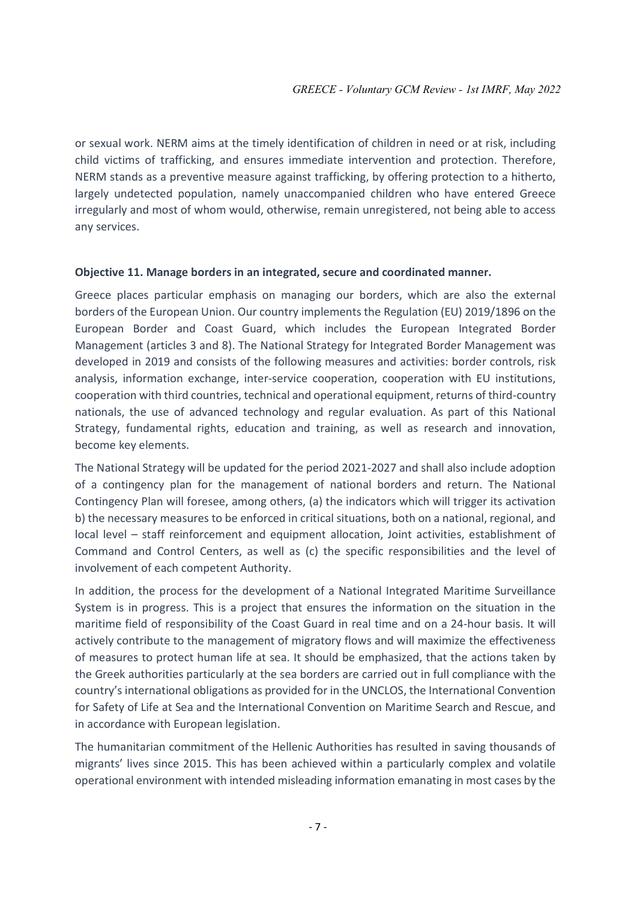or sexual work. NERM aims at the timely identification of children in need or at risk, including child victims of trafficking, and ensures immediate intervention and protection. Therefore, NERM stands as a preventive measure against trafficking, by offering protection to a hitherto, largely undetected population, namely unaccompanied children who have entered Greece irregularly and most of whom would, otherwise, remain unregistered, not being able to access any services.

**Objective 11. Manage borders in an integrated, secure and coordinated manner.**

Greece places particular emphasis on managing our borders, which are also the external borders of the European Union. Our country implements the Regulation (EU) 2019/1896 on the European Border and Coast Guard, which includes the European Integrated Border Management (articles 3 and 8). The National Strategy for Integrated Border Management was developed in 2019 and consists of the following measures and activities: border controls, risk analysis, information exchange, inter-service cooperation, cooperation with EU institutions, cooperation with third countries, technical and operational equipment, returns of third-country nationals, the use of advanced technology and regular evaluation. As part of this National Strategy, fundamental rights, education and training, as well as research and innovation, become key elements.

The National Strategy will be updated for the period 2021-2027 and shall also include adoption of a contingency plan for the management of national borders and return. The National Contingency Plan will foresee, among others, (a) the indicators which will trigger its activation b) the necessary measures to be enforced in critical situations, both on a national, regional, and local level – staff reinforcement and equipment allocation, Joint activities, establishment of Command and Control Centers, as well as (c) the specific responsibilities and the level of involvement of each competent Authority.

In addition, the process for the development of a National Integrated Maritime Surveillance System is in progress. This is a project that ensures the information on the situation in the maritime field of responsibility of the Coast Guard in real time and on a 24-hour basis. It will actively contribute to the management of migratory flows and will maximize the effectiveness of measures to protect human life at sea. It should be emphasized, that the actions taken by the Greek authorities particularly at the sea borders are carried out in full compliance with the country's international obligations as provided for in the UNCLOS, the International Convention for Safety of Life at Sea and the International Convention on Maritime Search and Rescue, and in accordance with European legislation.

The humanitarian commitment of the Hellenic Authorities has resulted in saving thousands of migrants' lives since 2015. This has been achieved within a particularly complex and volatile operational environment with intended misleading information emanating in most cases by the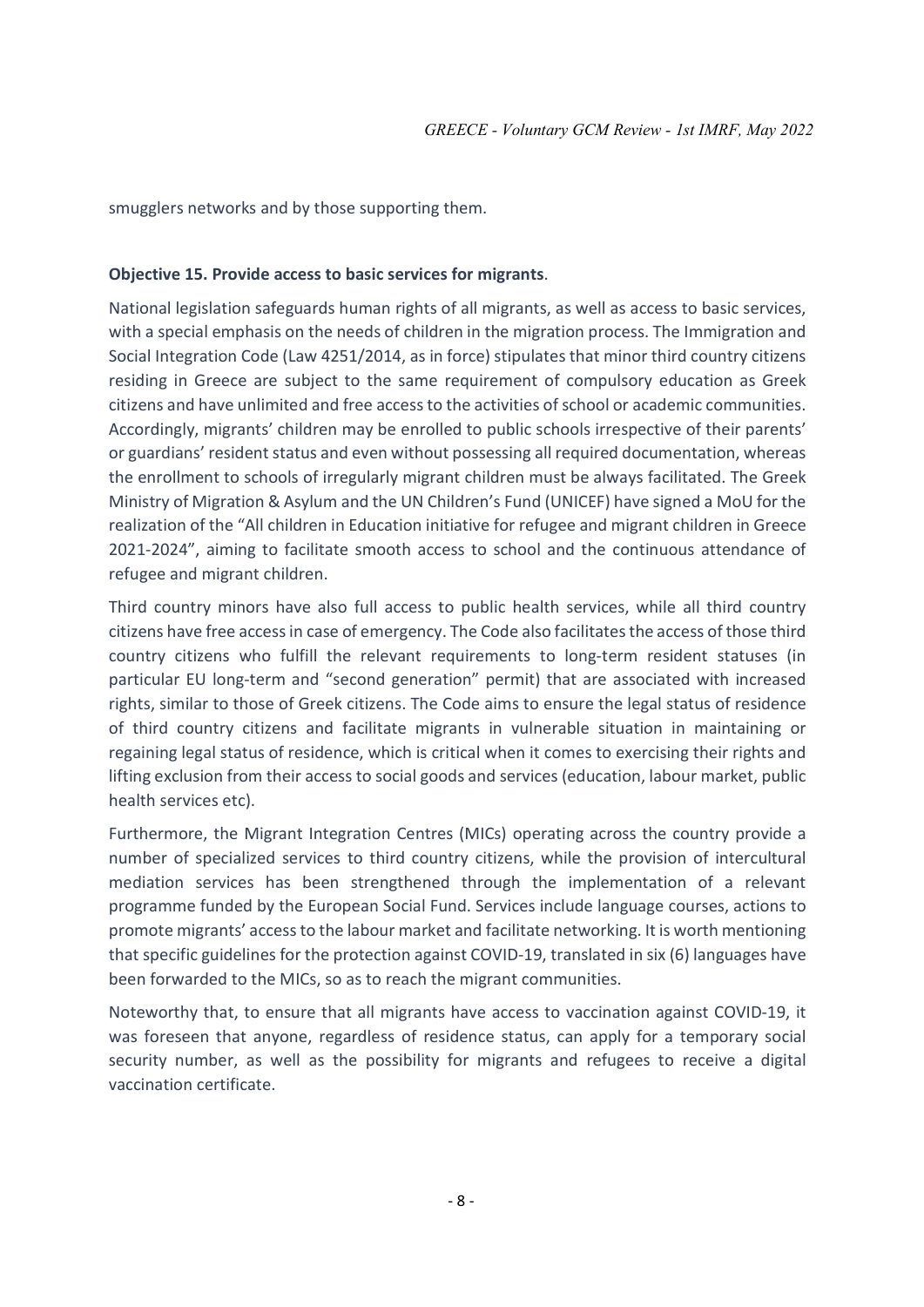smugglers networks and by those supporting them.

**Objective 15. Provide access to basic services for migrants**.

National legislation safeguards human rights of all migrants, as well as access to basic services, with a special emphasis on the needs of children in the migration process. The Immigration and Social Integration Code (Law 4251/2014, as in force) stipulates that minor third country citizens residing in Greece are subject to the same requirement of compulsory education as Greek citizens and have unlimited and free access to the activities of school or academic communities. Accordingly, migrants' children may be enrolled to public schools irrespective of their parents' or guardians' resident status and even without possessing all required documentation, whereas the enrollment to schools of irregularly migrant children must be always facilitated. The Greek Ministry of Migration & Asylum and the UN Children's Fund (UNICEF) have signed a MoU for the realization of the "All children in Education initiative for refugee and migrant children in Greece 2021-2024", aiming to facilitate smooth access to school and the continuous attendance of refugee and migrant children.

Third country minors have also full access to public health services, while all third country citizens have free access in case of emergency. The Code also facilitates the access of those third country citizens who fulfill the relevant requirements to long-term resident statuses (in particular EU long-term and "second generation" permit) that are associated with increased rights, similar to those of Greek citizens. The Code aims to ensure the legal status of residence of third country citizens and facilitate migrants in vulnerable situation in maintaining or regaining legal status of residence, which is critical when it comes to exercising their rights and lifting exclusion from their access to social goods and services (education, labour market, public health services etc).

Furthermore, the Migrant Integration Centres (MICs) operating across the country provide a number of specialized services to third country citizens, while the provision of intercultural mediation services has been strengthened through the implementation of a relevant programme funded by the European Social Fund. Services include language courses, actions to promote migrants' access to the labour market and facilitate networking. It is worth mentioning that specific guidelines for the protection against COVID-19, translated in six (6) languages have been forwarded to the MICs, so as to reach the migrant communities.

Noteworthy that, to ensure that all migrants have access to vaccination against COVID-19, it was foreseen that anyone, regardless of residence status, can apply for a temporary social security number, as well as the possibility for migrants and refugees to receive a digital vaccination certificate.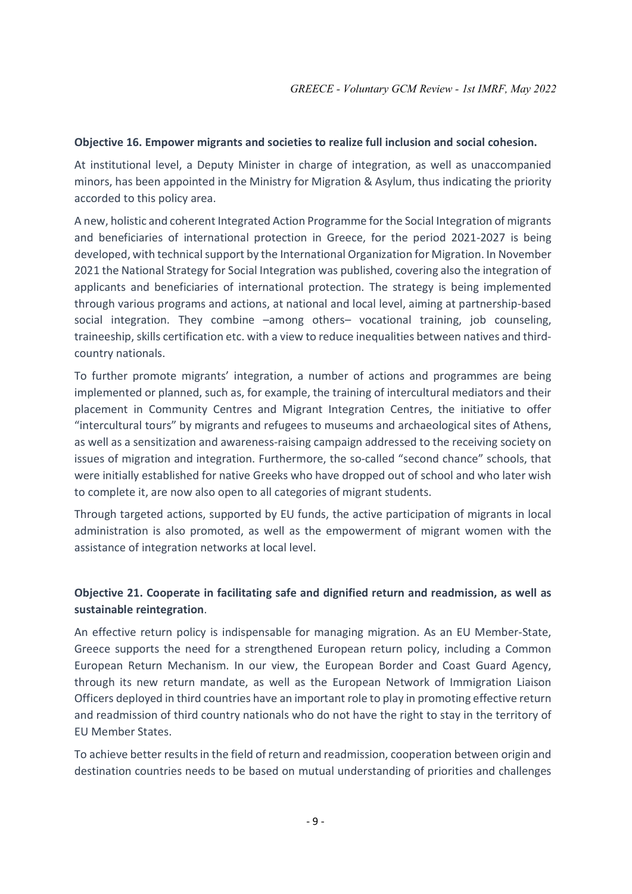**Objective 16. Empower migrants and societies to realize full inclusion and social cohesion.**

At institutional level, a Deputy Minister in charge of integration, as well as unaccompanied minors, has been appointed in the Ministry for Migration & Asylum, thus indicating the priority accorded to this policy area.

A new, holistic and coherent Integrated Action Programme for the Social Integration of migrants and beneficiaries of international protection in Greece, for the period 2021-2027 is being developed, with technical support by the International Organization for Migration. In November 2021 the National Strategy for Social Integration was published, covering also the integration of applicants and beneficiaries of international protection. The strategy is being implemented through various programs and actions, at national and local level, aiming at partnership-based social integration. They combine –among others– vocational training, job counseling, traineeship, skills certification etc. with a view to reduce inequalities between natives and third-country nationals.

To further promote migrants' integration, a number of actions and programmes are being implemented or planned, such as, for example, the training of intercultural mediators and their placement in Community Centres and Migrant Integration Centres, the initiative to offer "intercultural tours" by migrants and refugees to museums and archaeological sites of Athens, as well as a sensitization and awareness-raising campaign addressed to the receiving society on issues of migration and integration. Furthermore, the so-called "second chance" schools, that were initially established for native Greeks who have dropped out of school and who later wish to complete it, are now also open to all categories of migrant students.

Through targeted actions, supported by EU funds, the active participation of migrants in local administration is also promoted, as well as the empowerment of migrant women with the assistance of integration networks at local level.

**Objective 21. Cooperate in facilitating safe and dignified return and readmission, as well as sustainable reintegration**.

An effective return policy is indispensable for managing migration. As an EU Member-State, Greece supports the need for a strengthened European return policy, including a Common European Return Mechanism. In our view, the European Border and Coast Guard Agency, through its new return mandate, as well as the European Network of Immigration Liaison Officers deployed in third countries have an important role to play in promoting effective return and readmission of third country nationals who do not have the right to stay in the territory of EU Member States.

To achieve better results in the field of return and readmission, cooperation between origin and destination countries needs to be based on mutual understanding of priorities and challenges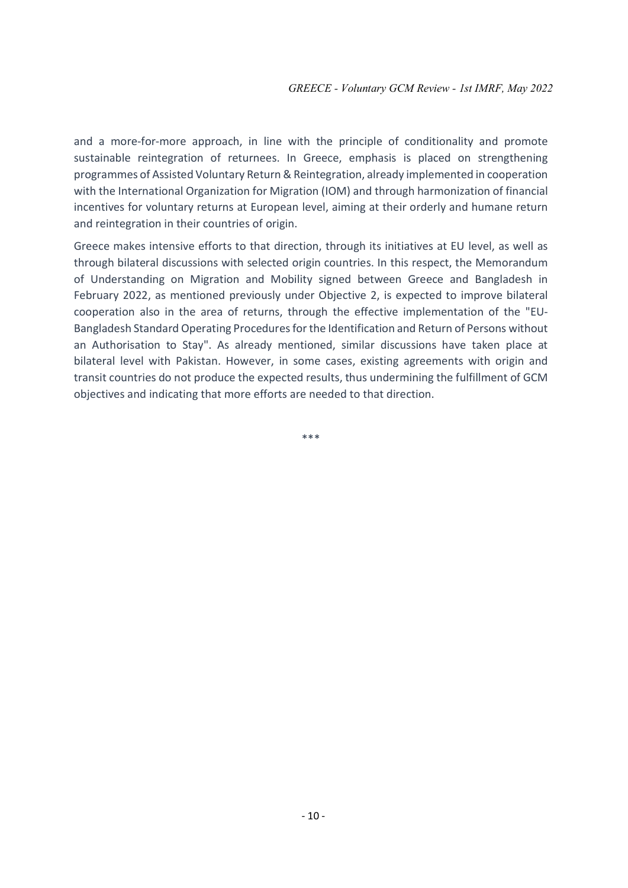and a more-for-more approach, in line with the principle of conditionality and promote sustainable reintegration of returnees. In Greece, emphasis is placed on strengthening programmes of Assisted Voluntary Return & Reintegration, already implemented in cooperation with the International Organization for Migration (IOM) and through harmonization of financial incentives for voluntary returns at European level, aiming at their orderly and humane return and reintegration in their countries of origin.

Greece makes intensive efforts to that direction, through its initiatives at EU level, as well as through bilateral discussions with selected origin countries. In this respect, the Memorandum of Understanding on Migration and Mobility signed between Greece and Bangladesh in February 2022, as mentioned previously under Objective 2, is expected to improve bilateral cooperation also in the area of returns, through the effective implementation of the "EU-Bangladesh Standard Operating Procedures for the Identification and Return of Persons without an Authorisation to Stay". As already mentioned, similar discussions have taken place at bilateral level with Pakistan. However, in some cases, existing agreements with origin and transit countries do not produce the expected results, thus undermining the fulfillment of GCM objectives and indicating that more efforts are needed to that direction.

\*\*\*